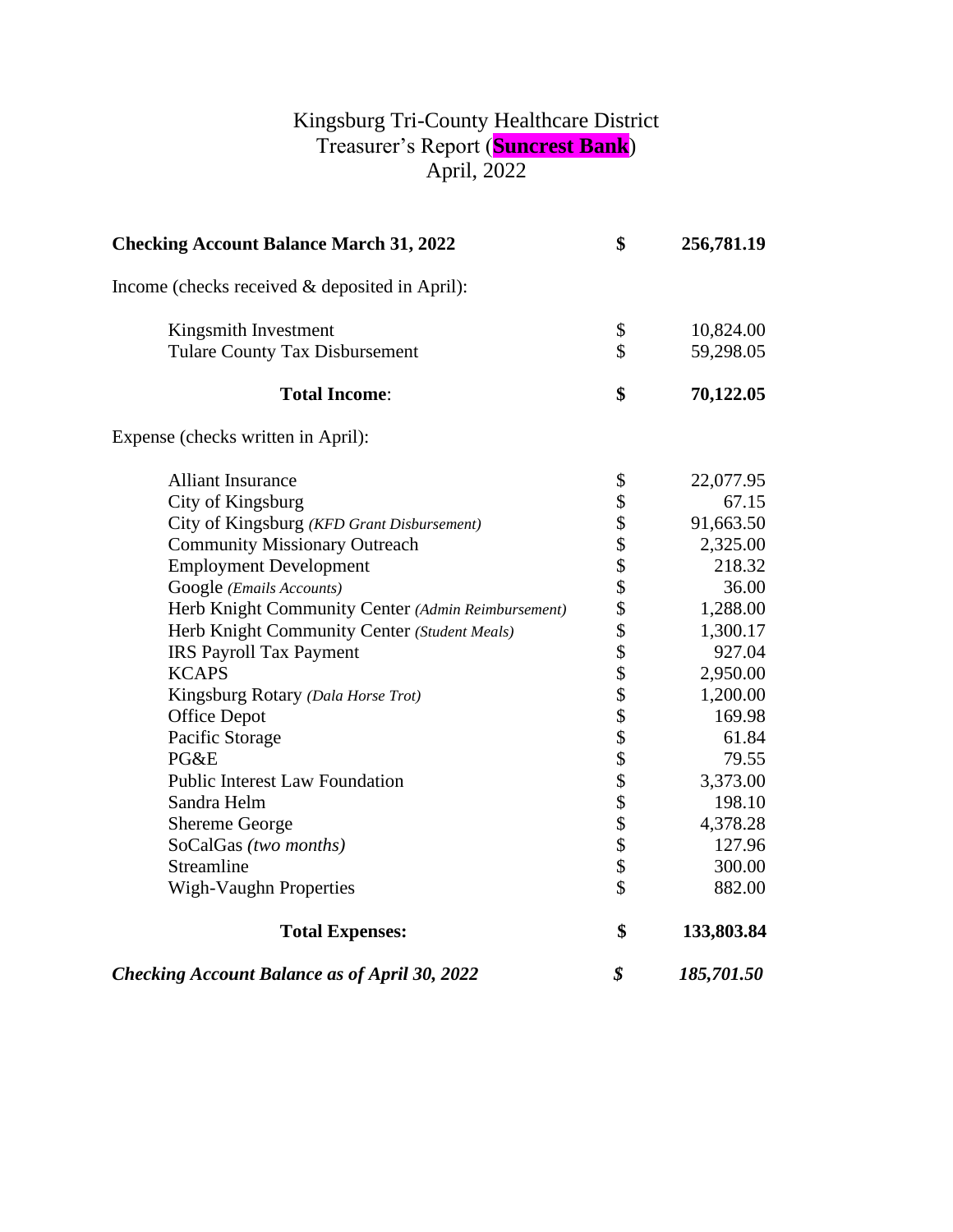Kingsburg Tri-County Healthcare District
Treasurer's Report (**Suncrest Bank**)
April, 2022

| | | |
|---|---|---|
| **Checking Account Balance March 31, 2022** | **$** | **256,781.19** |
| Income (checks received & deposited in April): | | |
| Kingsmith Investment | $ | 10,824.00 |
| Tulare County Tax Disbursement | $ | 59,298.05 |
| **Total Income**: | **$** | **70,122.05** |
| Expense (checks written in April): | | |
| Alliant Insurance | $ | 22,077.95 |
| City of Kingsburg | $ | 67.15 |
| City of Kingsburg *(KFD Grant Disbursement)* | $ | 91,663.50 |
| Community Missionary Outreach | $ | 2,325.00 |
| Employment Development | $ | 218.32 |
| Google *(Emails Accounts)* | $ | 36.00 |
| Herb Knight Community Center *(Admin Reimbursement)* | $ | 1,288.00 |
| Herb Knight Community Center *(Student Meals)* | $ | 1,300.17 |
| IRS Payroll Tax Payment | $ | 927.04 |
| KCAPS | $ | 2,950.00 |
| Kingsburg Rotary *(Dala Horse Trot)* | $ | 1,200.00 |
| Office Depot | $ | 169.98 |
| Pacific Storage | $ | 61.84 |
| PG&E | $ | 79.55 |
| Public Interest Law Foundation | $ | 3,373.00 |
| Sandra Helm | $ | 198.10 |
| Shereme George | $ | 4,378.28 |
| SoCalGas *(two months)* | $ | 127.96 |
| Streamline | $ | 300.00 |
| Wigh-Vaughn Properties | $ | 882.00 |
| **Total Expenses:** | **$** | **133,803.84** |
| ***Checking Account Balance as of April 30, 2022*** | ***$*** | ***185,701.50*** |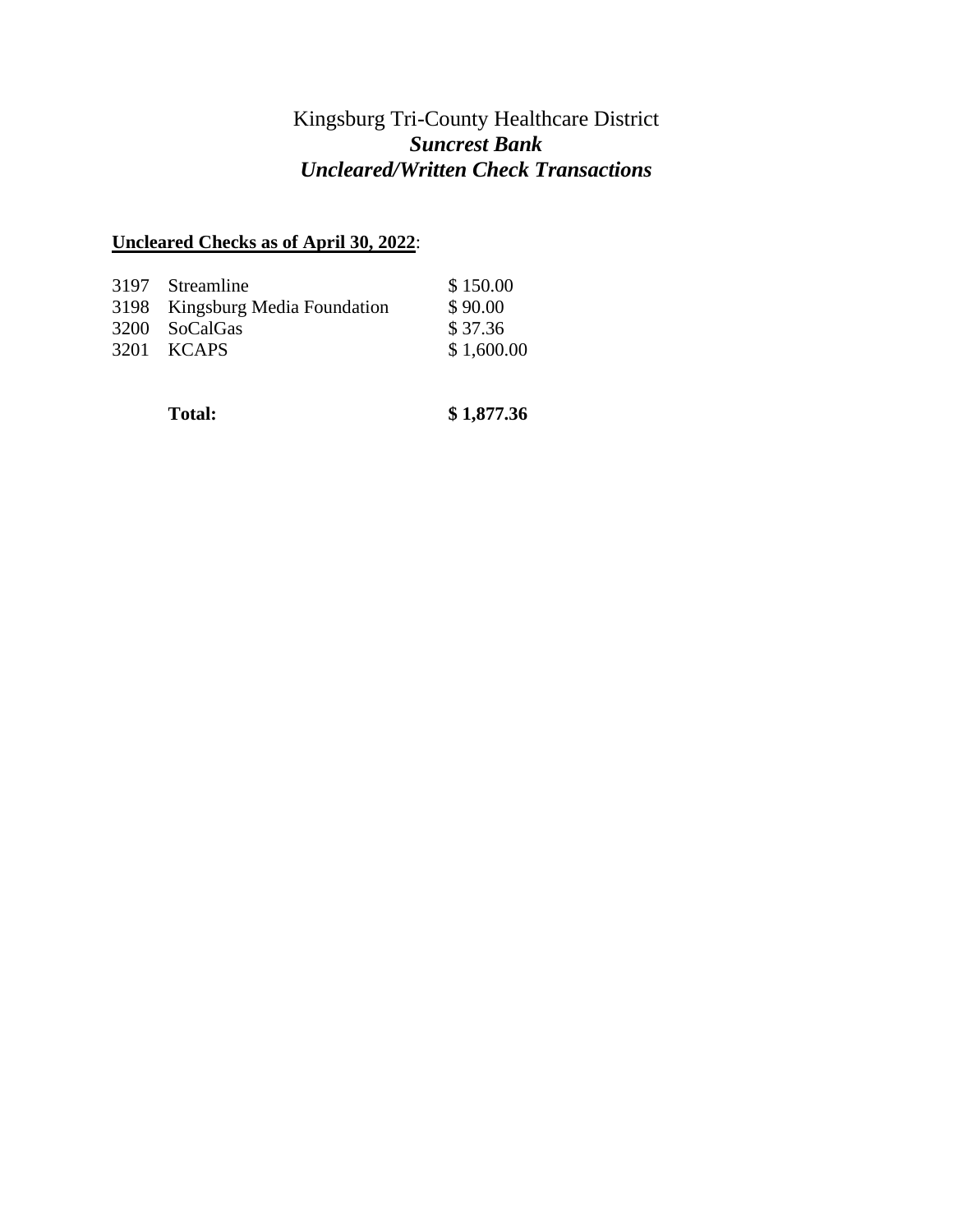# Kingsburg Tri-County Healthcare District

## *Suncrest Bank*

## *Uncleared/Written Check Transactions*

**Uncleared Checks as of April 30, 2022**:

| | | |
|---|---|---|
| 3197 | Streamline | $ 150.00 |
| 3198 | Kingsburg Media Foundation | $ 90.00 |
| 3200 | SoCalGas | $ 37.36 |
| 3201 | KCAPS | $ 1,600.00 |
| | **Total:** | **$ 1,877.36** |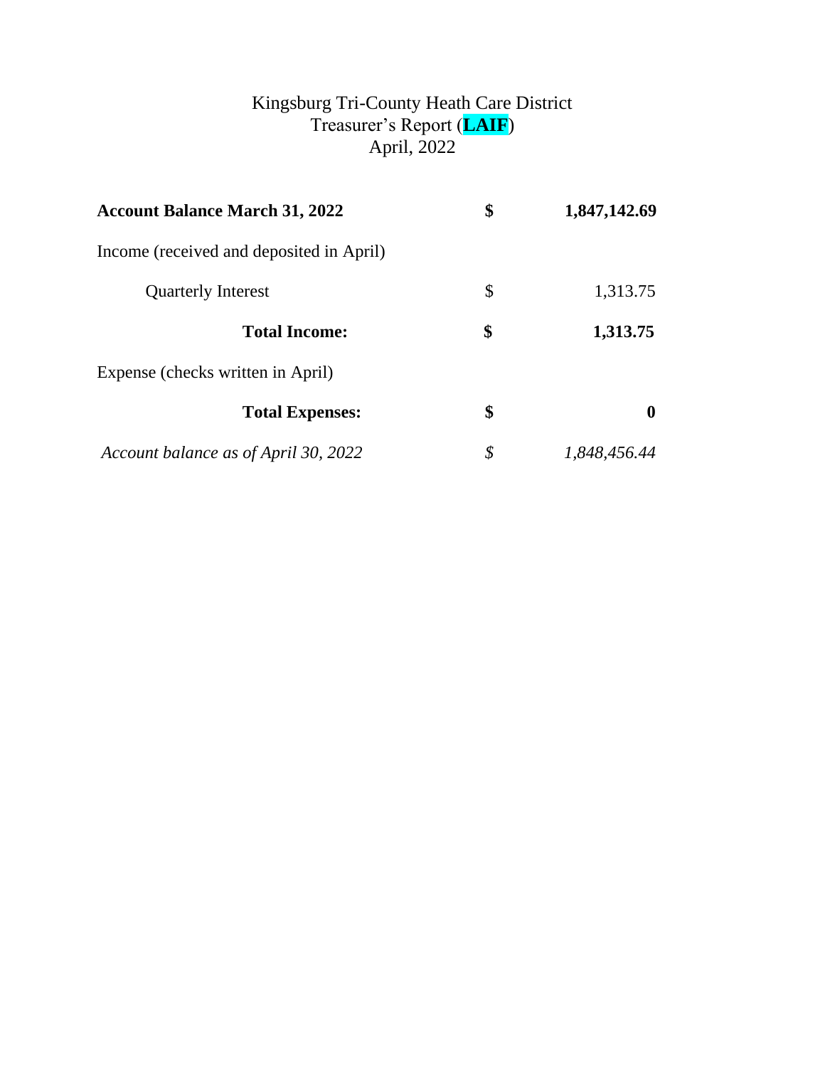Kingsburg Tri-County Heath Care District
Treasurer's Report (**LAIF**)
April, 2022

| | | |
|---|---|---|
| **Account Balance March 31, 2022** | **$** | **1,847,142.69** |
| Income (received and deposited in April) | | |
| Quarterly Interest | $ | 1,313.75 |
| **Total Income:** | **$** | **1,313.75** |
| Expense (checks written in April) | | |
| **Total Expenses:** | **$** | **0** |
| *Account balance as of April 30, 2022* | *$* | *1,848,456.44* |